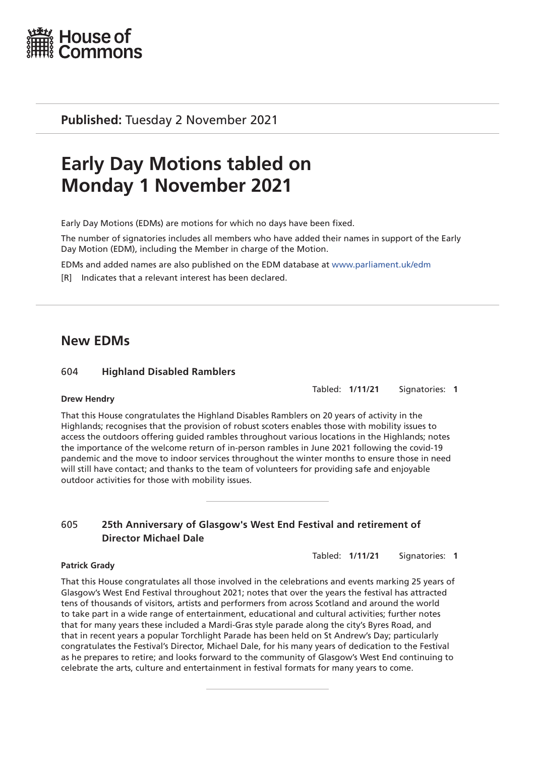House of Commons

**Published:** Tuesday 2 November 2021

# Early Day Motions tabled on Monday 1 November 2021

Early Day Motions (EDMs) are motions for which no days have been fixed.

The number of signatories includes all members who have added their names in support of the Early Day Motion (EDM), including the Member in charge of the Motion.

EDMs and added names are also published on the EDM database at www.parliament.uk/edm

[R] Indicates that a relevant interest has been declared.

## New EDMs

### 604 Highland Disabled Ramblers

Tabled: **1/11/21** Signatories: **1**

**Drew Hendry**

That this House congratulates the Highland Disables Ramblers on 20 years of activity in the Highlands; recognises that the provision of robust scoters enables those with mobility issues to access the outdoors offering guided rambles throughout various locations in the Highlands; notes the importance of the welcome return of in-person rambles in June 2021 following the covid-19 pandemic and the move to indoor services throughout the winter months to ensure those in need will still have contact; and thanks to the team of volunteers for providing safe and enjoyable outdoor activities for those with mobility issues.

### 605 25th Anniversary of Glasgow's West End Festival and retirement of Director Michael Dale

Tabled: **1/11/21** Signatories: **1**

**Patrick Grady**

That this House congratulates all those involved in the celebrations and events marking 25 years of Glasgow's West End Festival throughout 2021; notes that over the years the festival has attracted tens of thousands of visitors, artists and performers from across Scotland and around the world to take part in a wide range of entertainment, educational and cultural activities; further notes that for many years these included a Mardi-Gras style parade along the city's Byres Road, and that in recent years a popular Torchlight Parade has been held on St Andrew's Day; particularly congratulates the Festival's Director, Michael Dale, for his many years of dedication to the Festival as he prepares to retire; and looks forward to the community of Glasgow's West End continuing to celebrate the arts, culture and entertainment in festival formats for many years to come.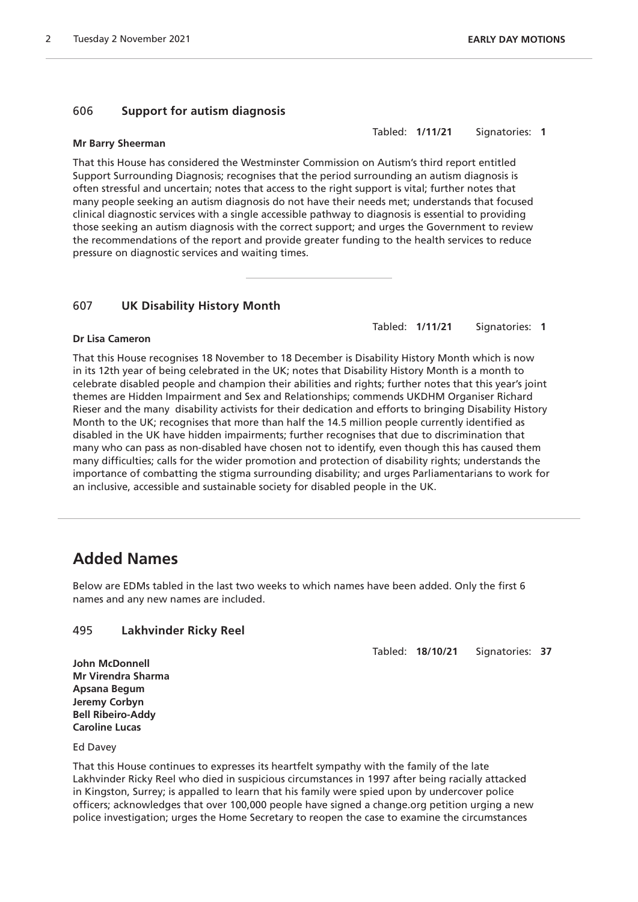## 606 Support for autism diagnosis

Tabled: **1/11/21** Signatories: **1**

**Mr Barry Sheerman**

That this House has considered the Westminster Commission on Autism's third report entitled Support Surrounding Diagnosis; recognises that the period surrounding an autism diagnosis is often stressful and uncertain; notes that access to the right support is vital; further notes that many people seeking an autism diagnosis do not have their needs met; understands that focused clinical diagnostic services with a single accessible pathway to diagnosis is essential to providing those seeking an autism diagnosis with the correct support; and urges the Government to review the recommendations of the report and provide greater funding to the health services to reduce pressure on diagnostic services and waiting times.

---

## 607 UK Disability History Month

Tabled: **1/11/21** Signatories: **1**

**Dr Lisa Cameron**

That this House recognises 18 November to 18 December is Disability History Month which is now in its 12th year of being celebrated in the UK; notes that Disability History Month is a month to celebrate disabled people and champion their abilities and rights; further notes that this year's joint themes are Hidden Impairment and Sex and Relationships; commends UKDHM Organiser Richard Rieser and the many disability activists for their dedication and efforts to bringing Disability History Month to the UK; recognises that more than half the 14.5 million people currently identified as disabled in the UK have hidden impairments; further recognises that due to discrimination that many who can pass as non-disabled have chosen not to identify, even though this has caused them many difficulties; calls for the wider promotion and protection of disability rights; understands the importance of combatting the stigma surrounding disability; and urges Parliamentarians to work for an inclusive, accessible and sustainable society for disabled people in the UK.

---

# Added Names

Below are EDMs tabled in the last two weeks to which names have been added. Only the first 6 names and any new names are included.

## 495 Lakhvinder Ricky Reel

Tabled: **18/10/21** Signatories: **37**

**John McDonnell**
**Mr Virendra Sharma**
**Apsana Begum**
**Jeremy Corbyn**
**Bell Ribeiro-Addy**
**Caroline Lucas**

Ed Davey

That this House continues to expresses its heartfelt sympathy with the family of the late Lakhvinder Ricky Reel who died in suspicious circumstances in 1997 after being racially attacked in Kingston, Surrey; is appalled to learn that his family were spied upon by undercover police officers; acknowledges that over 100,000 people have signed a change.org petition urging a new police investigation; urges the Home Secretary to reopen the case to examine the circumstances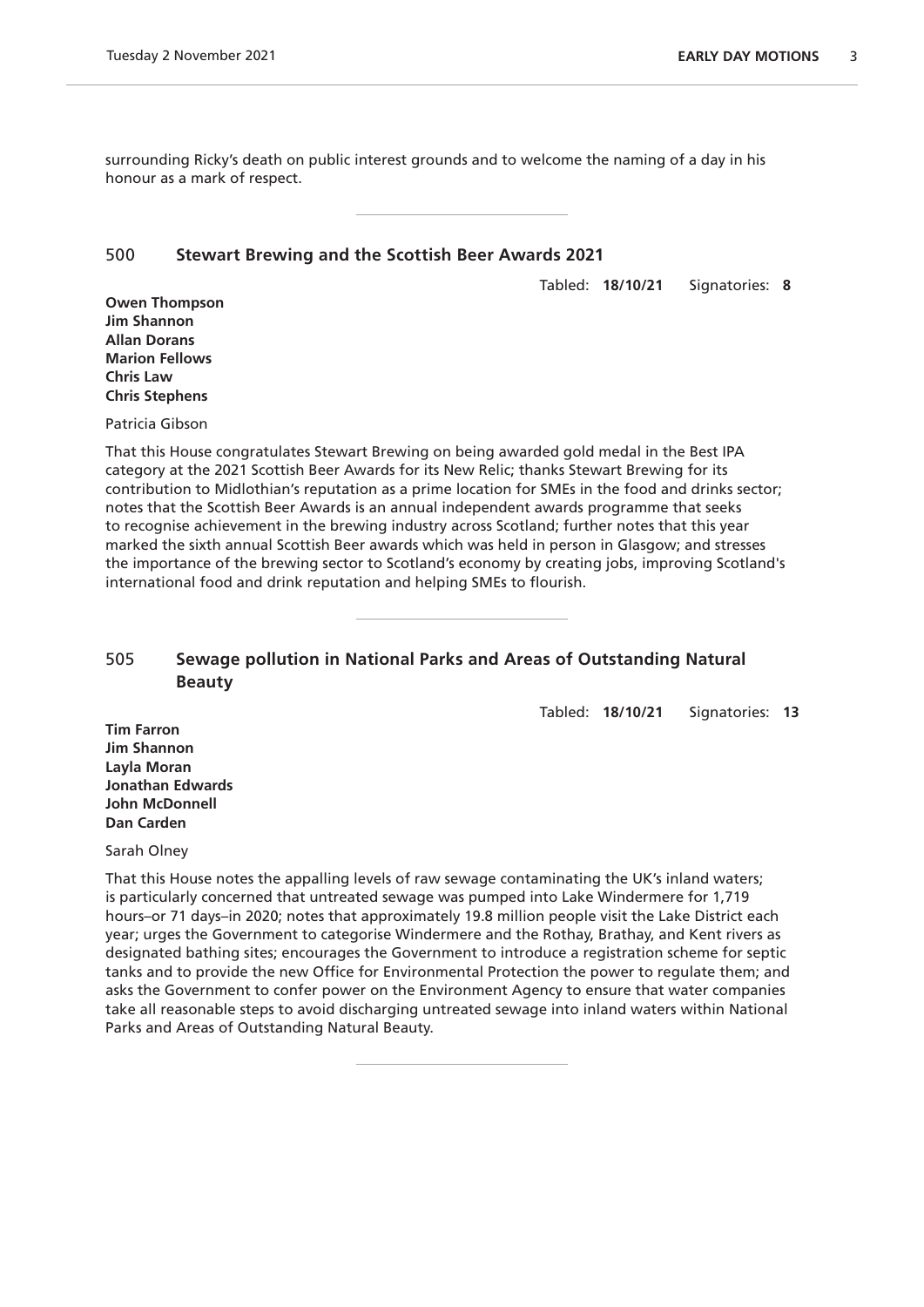surrounding Ricky's death on public interest grounds and to welcome the naming of a day in his honour as a mark of respect.

---

## 500 Stewart Brewing and the Scottish Beer Awards 2021

Tabled: **18/10/21** Signatories: **8**

**Owen Thompson**
**Jim Shannon**
**Allan Dorans**
**Marion Fellows**
**Chris Law**
**Chris Stephens**

Patricia Gibson

That this House congratulates Stewart Brewing on being awarded gold medal in the Best IPA category at the 2021 Scottish Beer Awards for its New Relic; thanks Stewart Brewing for its contribution to Midlothian's reputation as a prime location for SMEs in the food and drinks sector; notes that the Scottish Beer Awards is an annual independent awards programme that seeks to recognise achievement in the brewing industry across Scotland; further notes that this year marked the sixth annual Scottish Beer awards which was held in person in Glasgow; and stresses the importance of the brewing sector to Scotland's economy by creating jobs, improving Scotland's international food and drink reputation and helping SMEs to flourish.

---

## 505 Sewage pollution in National Parks and Areas of Outstanding Natural Beauty

Tabled: **18/10/21** Signatories: **13**

**Tim Farron**
**Jim Shannon**
**Layla Moran**
**Jonathan Edwards**
**John McDonnell**
**Dan Carden**

Sarah Olney

That this House notes the appalling levels of raw sewage contaminating the UK's inland waters; is particularly concerned that untreated sewage was pumped into Lake Windermere for 1,719 hours–or 71 days–in 2020; notes that approximately 19.8 million people visit the Lake District each year; urges the Government to categorise Windermere and the Rothay, Brathay, and Kent rivers as designated bathing sites; encourages the Government to introduce a registration scheme for septic tanks and to provide the new Office for Environmental Protection the power to regulate them; and asks the Government to confer power on the Environment Agency to ensure that water companies take all reasonable steps to avoid discharging untreated sewage into inland waters within National Parks and Areas of Outstanding Natural Beauty.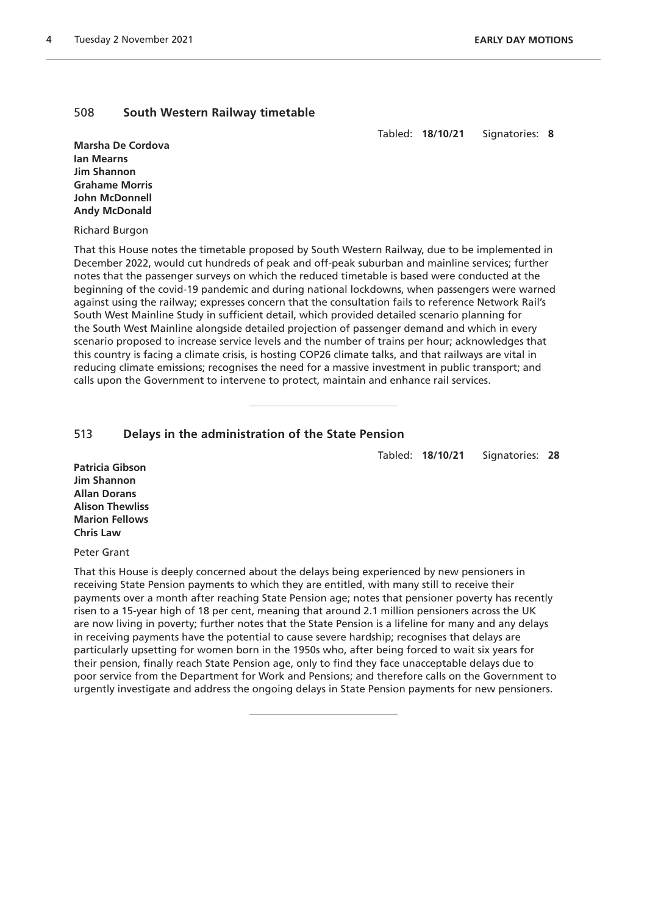## 508 South Western Railway timetable

Tabled: **18/10/21** Signatories: **8**

**Marsha De Cordova**
**Ian Mearns**
**Jim Shannon**
**Grahame Morris**
**John McDonnell**
**Andy McDonald**

Richard Burgon

That this House notes the timetable proposed by South Western Railway, due to be implemented in December 2022, would cut hundreds of peak and off-peak suburban and mainline services; further notes that the passenger surveys on which the reduced timetable is based were conducted at the beginning of the covid-19 pandemic and during national lockdowns, when passengers were warned against using the railway; expresses concern that the consultation fails to reference Network Rail's South West Mainline Study in sufficient detail, which provided detailed scenario planning for the South West Mainline alongside detailed projection of passenger demand and which in every scenario proposed to increase service levels and the number of trains per hour; acknowledges that this country is facing a climate crisis, is hosting COP26 climate talks, and that railways are vital in reducing climate emissions; recognises the need for a massive investment in public transport; and calls upon the Government to intervene to protect, maintain and enhance rail services.

---

## 513 Delays in the administration of the State Pension

Tabled: **18/10/21** Signatories: **28**

**Patricia Gibson**
**Jim Shannon**
**Allan Dorans**
**Alison Thewliss**
**Marion Fellows**
**Chris Law**

Peter Grant

That this House is deeply concerned about the delays being experienced by new pensioners in receiving State Pension payments to which they are entitled, with many still to receive their payments over a month after reaching State Pension age; notes that pensioner poverty has recently risen to a 15-year high of 18 per cent, meaning that around 2.1 million pensioners across the UK are now living in poverty; further notes that the State Pension is a lifeline for many and any delays in receiving payments have the potential to cause severe hardship; recognises that delays are particularly upsetting for women born in the 1950s who, after being forced to wait six years for their pension, finally reach State Pension age, only to find they face unacceptable delays due to poor service from the Department for Work and Pensions; and therefore calls on the Government to urgently investigate and address the ongoing delays in State Pension payments for new pensioners.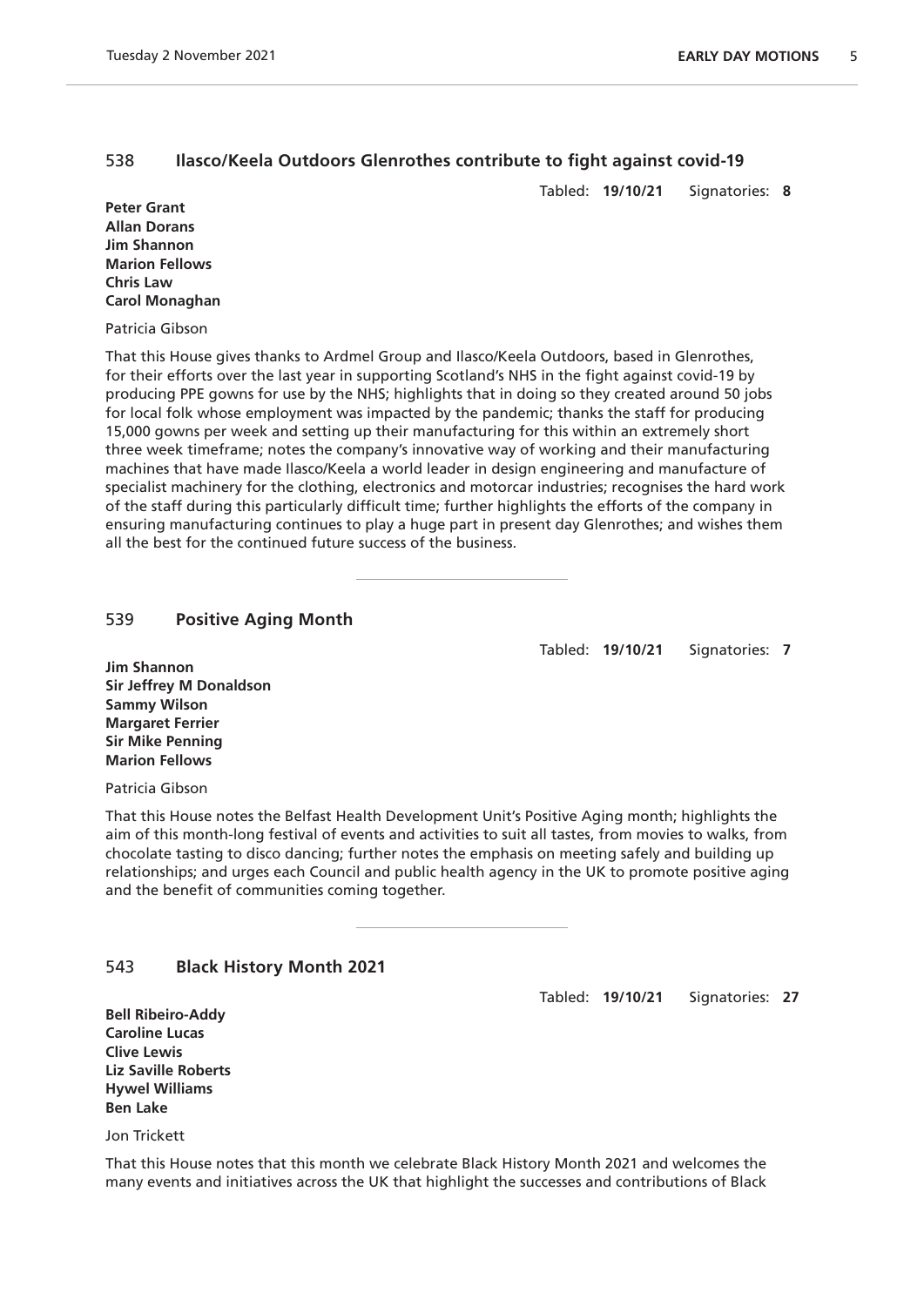## 538 Ilasco/Keela Outdoors Glenrothes contribute to fight against covid-19

Tabled: **19/10/21** Signatories: **8**

**Peter Grant**
**Allan Dorans**
**Jim Shannon**
**Marion Fellows**
**Chris Law**
**Carol Monaghan**

Patricia Gibson

That this House gives thanks to Ardmel Group and Ilasco/Keela Outdoors, based in Glenrothes, for their efforts over the last year in supporting Scotland's NHS in the fight against covid-19 by producing PPE gowns for use by the NHS; highlights that in doing so they created around 50 jobs for local folk whose employment was impacted by the pandemic; thanks the staff for producing 15,000 gowns per week and setting up their manufacturing for this within an extremely short three week timeframe; notes the company's innovative way of working and their manufacturing machines that have made Ilasco/Keela a world leader in design engineering and manufacture of specialist machinery for the clothing, electronics and motorcar industries; recognises the hard work of the staff during this particularly difficult time; further highlights the efforts of the company in ensuring manufacturing continues to play a huge part in present day Glenrothes; and wishes them all the best for the continued future success of the business.

## 539 Positive Aging Month

Tabled: **19/10/21** Signatories: **7**

**Jim Shannon**
**Sir Jeffrey M Donaldson**
**Sammy Wilson**
**Margaret Ferrier**
**Sir Mike Penning**
**Marion Fellows**

Patricia Gibson

That this House notes the Belfast Health Development Unit's Positive Aging month; highlights the aim of this month-long festival of events and activities to suit all tastes, from movies to walks, from chocolate tasting to disco dancing; further notes the emphasis on meeting safely and building up relationships; and urges each Council and public health agency in the UK to promote positive aging and the benefit of communities coming together.

## 543 Black History Month 2021

Tabled: **19/10/21** Signatories: **27**

**Bell Ribeiro-Addy**
**Caroline Lucas**
**Clive Lewis**
**Liz Saville Roberts**
**Hywel Williams**
**Ben Lake**

Jon Trickett

That this House notes that this month we celebrate Black History Month 2021 and welcomes the many events and initiatives across the UK that highlight the successes and contributions of Black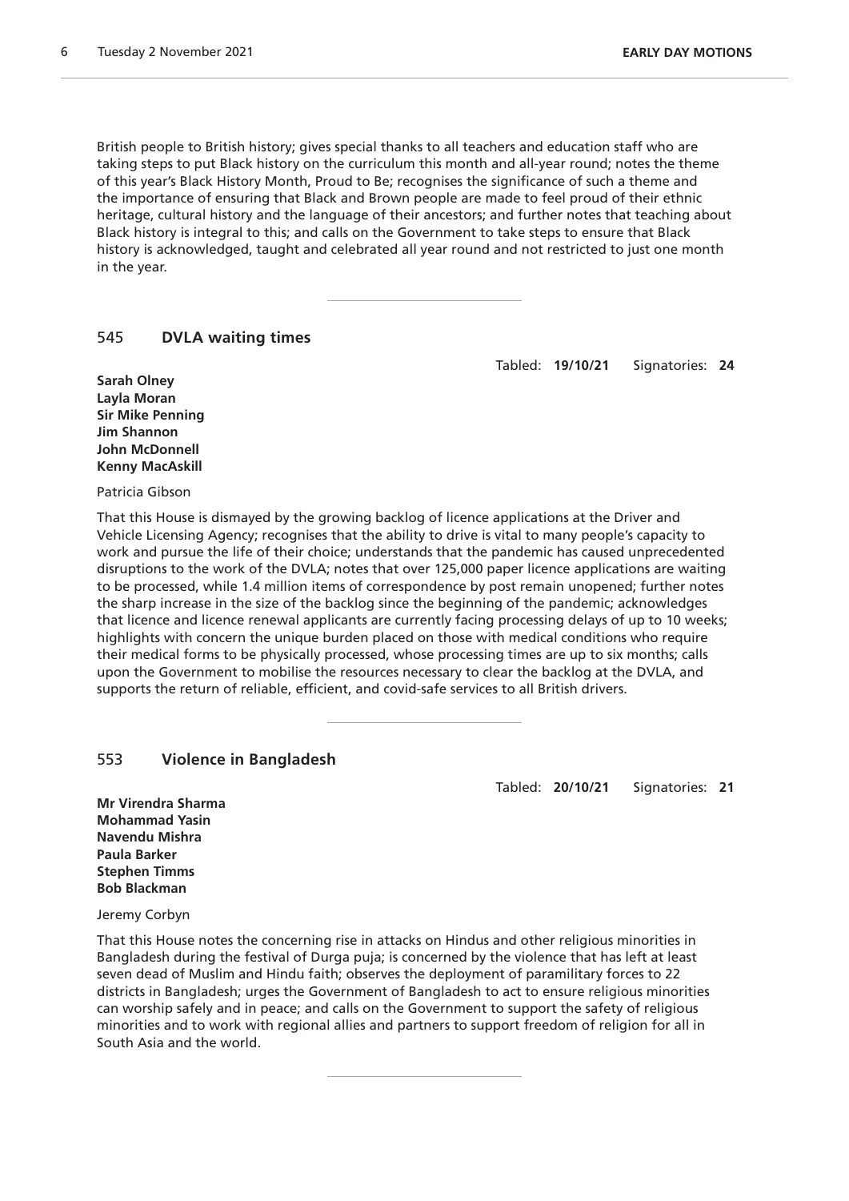British people to British history; gives special thanks to all teachers and education staff who are taking steps to put Black history on the curriculum this month and all-year round; notes the theme of this year's Black History Month, Proud to Be; recognises the significance of such a theme and the importance of ensuring that Black and Brown people are made to feel proud of their ethnic heritage, cultural history and the language of their ancestors; and further notes that teaching about Black history is integral to this; and calls on the Government to take steps to ensure that Black history is acknowledged, taught and celebrated all year round and not restricted to just one month in the year.

---

## 545 DVLA waiting times

Tabled: **19/10/21** Signatories: **24**

**Sarah Olney**
**Layla Moran**
**Sir Mike Penning**
**Jim Shannon**
**John McDonnell**
**Kenny MacAskill**

Patricia Gibson

That this House is dismayed by the growing backlog of licence applications at the Driver and Vehicle Licensing Agency; recognises that the ability to drive is vital to many people's capacity to work and pursue the life of their choice; understands that the pandemic has caused unprecedented disruptions to the work of the DVLA; notes that over 125,000 paper licence applications are waiting to be processed, while 1.4 million items of correspondence by post remain unopened; further notes the sharp increase in the size of the backlog since the beginning of the pandemic; acknowledges that licence and licence renewal applicants are currently facing processing delays of up to 10 weeks; highlights with concern the unique burden placed on those with medical conditions who require their medical forms to be physically processed, whose processing times are up to six months; calls upon the Government to mobilise the resources necessary to clear the backlog at the DVLA, and supports the return of reliable, efficient, and covid-safe services to all British drivers.

---

## 553 Violence in Bangladesh

Tabled: **20/10/21** Signatories: **21**

**Mr Virendra Sharma**
**Mohammad Yasin**
**Navendu Mishra**
**Paula Barker**
**Stephen Timms**
**Bob Blackman**

Jeremy Corbyn

That this House notes the concerning rise in attacks on Hindus and other religious minorities in Bangladesh during the festival of Durga puja; is concerned by the violence that has left at least seven dead of Muslim and Hindu faith; observes the deployment of paramilitary forces to 22 districts in Bangladesh; urges the Government of Bangladesh to act to ensure religious minorities can worship safely and in peace; and calls on the Government to support the safety of religious minorities and to work with regional allies and partners to support freedom of religion for all in South Asia and the world.

---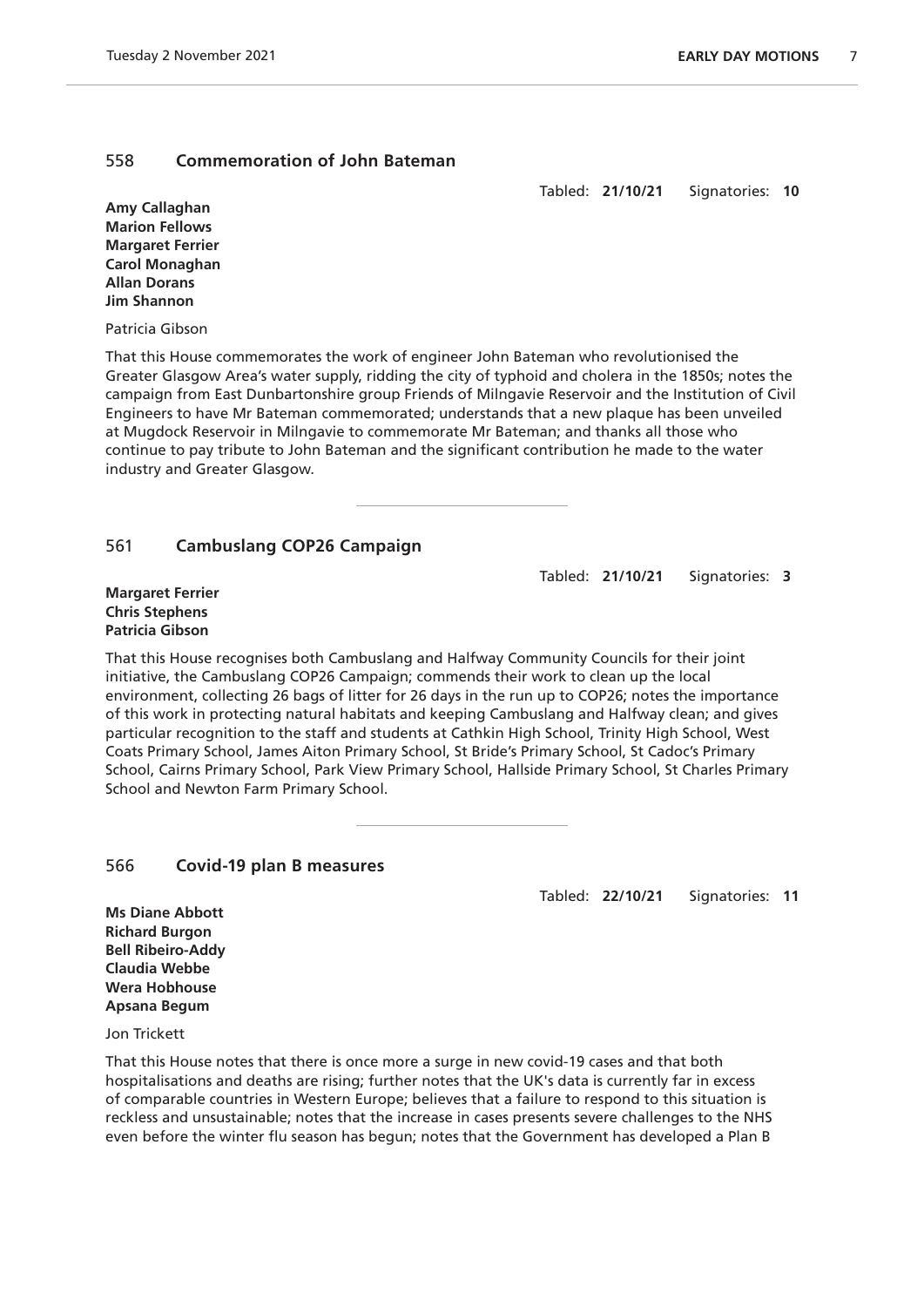## 558 Commemoration of John Bateman

Tabled: **21/10/21** Signatories: **10**

**Amy Callaghan**
**Marion Fellows**
**Margaret Ferrier**
**Carol Monaghan**
**Allan Dorans**
**Jim Shannon**

Patricia Gibson

That this House commemorates the work of engineer John Bateman who revolutionised the Greater Glasgow Area's water supply, ridding the city of typhoid and cholera in the 1850s; notes the campaign from East Dunbartonshire group Friends of Milngavie Reservoir and the Institution of Civil Engineers to have Mr Bateman commemorated; understands that a new plaque has been unveiled at Mugdock Reservoir in Milngavie to commemorate Mr Bateman; and thanks all those who continue to pay tribute to John Bateman and the significant contribution he made to the water industry and Greater Glasgow.

---

## 561 Cambuslang COP26 Campaign

Tabled: **21/10/21** Signatories: **3**

**Margaret Ferrier**
**Chris Stephens**
**Patricia Gibson**

That this House recognises both Cambuslang and Halfway Community Councils for their joint initiative, the Cambuslang COP26 Campaign; commends their work to clean up the local environment, collecting 26 bags of litter for 26 days in the run up to COP26; notes the importance of this work in protecting natural habitats and keeping Cambuslang and Halfway clean; and gives particular recognition to the staff and students at Cathkin High School, Trinity High School, West Coats Primary School, James Aiton Primary School, St Bride's Primary School, St Cadoc's Primary School, Cairns Primary School, Park View Primary School, Hallside Primary School, St Charles Primary School and Newton Farm Primary School.

---

## 566 Covid-19 plan B measures

Tabled: **22/10/21** Signatories: **11**

**Ms Diane Abbott**
**Richard Burgon**
**Bell Ribeiro-Addy**
**Claudia Webbe**
**Wera Hobhouse**
**Apsana Begum**

Jon Trickett

That this House notes that there is once more a surge in new covid-19 cases and that both hospitalisations and deaths are rising; further notes that the UK's data is currently far in excess of comparable countries in Western Europe; believes that a failure to respond to this situation is reckless and unsustainable; notes that the increase in cases presents severe challenges to the NHS even before the winter flu season has begun; notes that the Government has developed a Plan B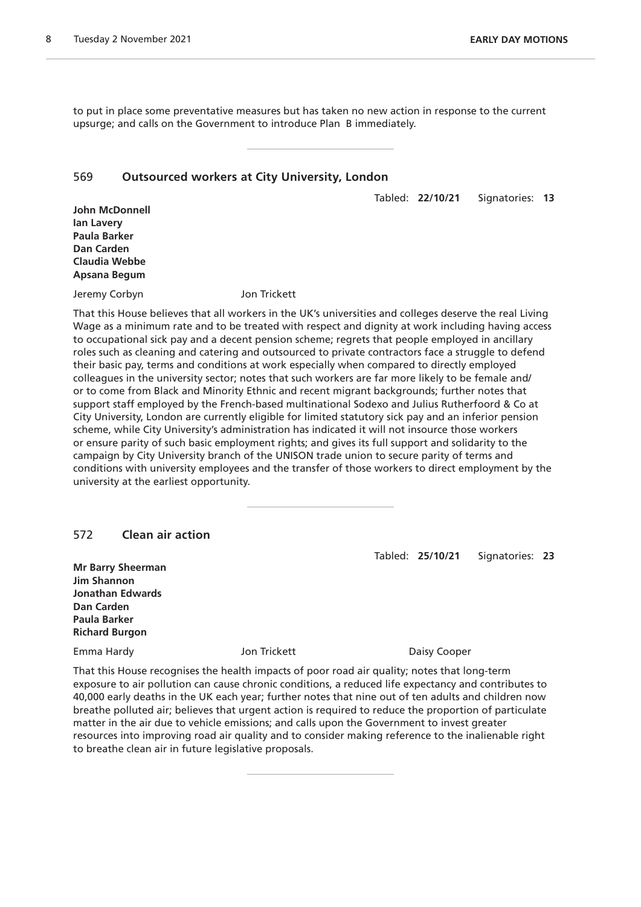to put in place some preventative measures but has taken no new action in response to the current upsurge; and calls on the Government to introduce Plan B immediately.

---

## 569 Outsourced workers at City University, London

Tabled: **22/10/21** Signatories: **13**

**John McDonnell**
**Ian Lavery**
**Paula Barker**
**Dan Carden**
**Claudia Webbe**
**Apsana Begum**

Jeremy Corbyn Jon Trickett

That this House believes that all workers in the UK's universities and colleges deserve the real Living Wage as a minimum rate and to be treated with respect and dignity at work including having access to occupational sick pay and a decent pension scheme; regrets that people employed in ancillary roles such as cleaning and catering and outsourced to private contractors face a struggle to defend their basic pay, terms and conditions at work especially when compared to directly employed colleagues in the university sector; notes that such workers are far more likely to be female and/or to come from Black and Minority Ethnic and recent migrant backgrounds; further notes that support staff employed by the French-based multinational Sodexo and Julius Rutherfoord & Co at City University, London are currently eligible for limited statutory sick pay and an inferior pension scheme, while City University's administration has indicated it will not insource those workers or ensure parity of such basic employment rights; and gives its full support and solidarity to the campaign by City University branch of the UNISON trade union to secure parity of terms and conditions with university employees and the transfer of those workers to direct employment by the university at the earliest opportunity.

---

## 572 Clean air action

Tabled: **25/10/21** Signatories: **23**

**Mr Barry Sheerman**
**Jim Shannon**
**Jonathan Edwards**
**Dan Carden**
**Paula Barker**
**Richard Burgon**

Emma Hardy Jon Trickett Daisy Cooper

That this House recognises the health impacts of poor road air quality; notes that long-term exposure to air pollution can cause chronic conditions, a reduced life expectancy and contributes to 40,000 early deaths in the UK each year; further notes that nine out of ten adults and children now breathe polluted air; believes that urgent action is required to reduce the proportion of particulate matter in the air due to vehicle emissions; and calls upon the Government to invest greater resources into improving road air quality and to consider making reference to the inalienable right to breathe clean air in future legislative proposals.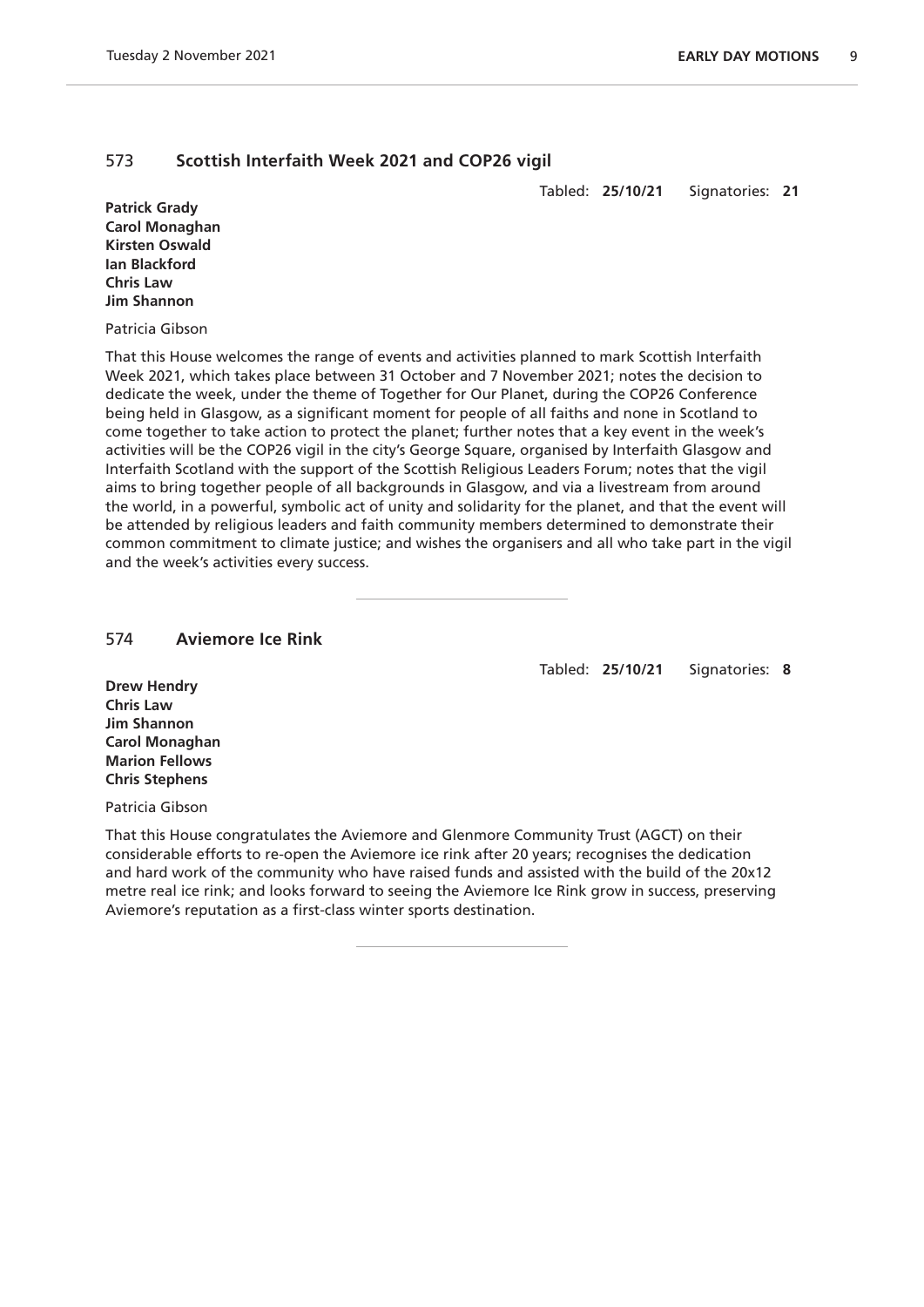## 573 **Scottish Interfaith Week 2021 and COP26 vigil**

Tabled: **25/10/21** Signatories: **21**

**Patrick Grady**
**Carol Monaghan**
**Kirsten Oswald**
**Ian Blackford**
**Chris Law**
**Jim Shannon**

Patricia Gibson

That this House welcomes the range of events and activities planned to mark Scottish Interfaith Week 2021, which takes place between 31 October and 7 November 2021; notes the decision to dedicate the week, under the theme of Together for Our Planet, during the COP26 Conference being held in Glasgow, as a significant moment for people of all faiths and none in Scotland to come together to take action to protect the planet; further notes that a key event in the week's activities will be the COP26 vigil in the city's George Square, organised by Interfaith Glasgow and Interfaith Scotland with the support of the Scottish Religious Leaders Forum; notes that the vigil aims to bring together people of all backgrounds in Glasgow, and via a livestream from around the world, in a powerful, symbolic act of unity and solidarity for the planet, and that the event will be attended by religious leaders and faith community members determined to demonstrate their common commitment to climate justice; and wishes the organisers and all who take part in the vigil and the week's activities every success.

---

## 574 **Aviemore Ice Rink**

Tabled: **25/10/21** Signatories: **8**

**Drew Hendry**
**Chris Law**
**Jim Shannon**
**Carol Monaghan**
**Marion Fellows**
**Chris Stephens**

Patricia Gibson

That this House congratulates the Aviemore and Glenmore Community Trust (AGCT) on their considerable efforts to re-open the Aviemore ice rink after 20 years; recognises the dedication and hard work of the community who have raised funds and assisted with the build of the 20x12 metre real ice rink; and looks forward to seeing the Aviemore Ice Rink grow in success, preserving Aviemore's reputation as a first-class winter sports destination.

---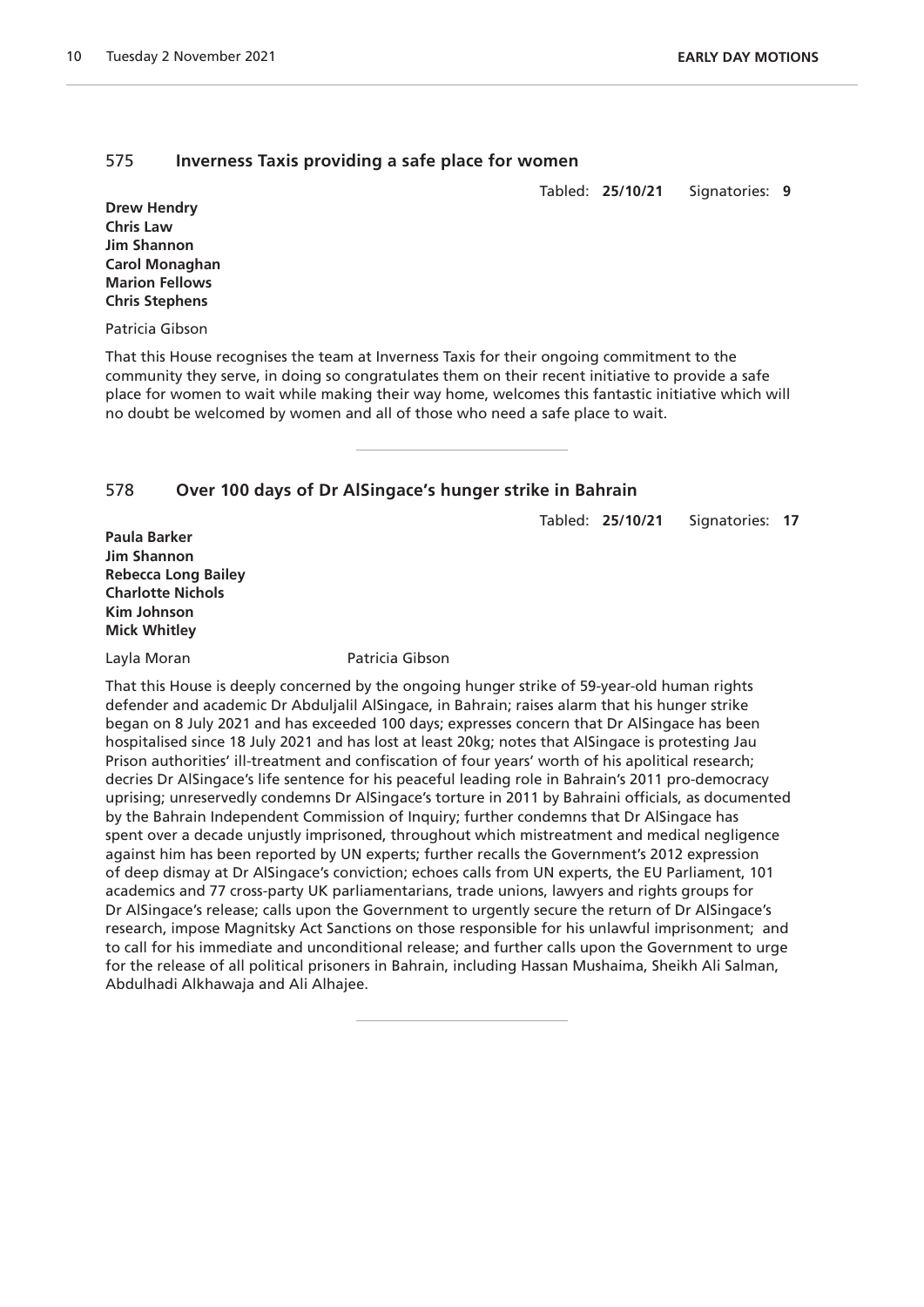## 575 **Inverness Taxis providing a safe place for women**

Tabled: **25/10/21** Signatories: **9**

**Drew Hendry**
**Chris Law**
**Jim Shannon**
**Carol Monaghan**
**Marion Fellows**
**Chris Stephens**

Patricia Gibson

That this House recognises the team at Inverness Taxis for their ongoing commitment to the community they serve, in doing so congratulates them on their recent initiative to provide a safe place for women to wait while making their way home, welcomes this fantastic initiative which will no doubt be welcomed by women and all of those who need a safe place to wait.

---

## 578 **Over 100 days of Dr AlSingace's hunger strike in Bahrain**

Tabled: **25/10/21** Signatories: **17**

**Paula Barker**
**Jim Shannon**
**Rebecca Long Bailey**
**Charlotte Nichols**
**Kim Johnson**
**Mick Whitley**

Layla Moran Patricia Gibson

That this House is deeply concerned by the ongoing hunger strike of 59-year-old human rights defender and academic Dr Abduljalil AlSingace, in Bahrain; raises alarm that his hunger strike began on 8 July 2021 and has exceeded 100 days; expresses concern that Dr AlSingace has been hospitalised since 18 July 2021 and has lost at least 20kg; notes that AlSingace is protesting Jau Prison authorities' ill-treatment and confiscation of four years' worth of his apolitical research; decries Dr AlSingace's life sentence for his peaceful leading role in Bahrain's 2011 pro-democracy uprising; unreservedly condemns Dr AlSingace's torture in 2011 by Bahraini officials, as documented by the Bahrain Independent Commission of Inquiry; further condemns that Dr AlSingace has spent over a decade unjustly imprisoned, throughout which mistreatment and medical negligence against him has been reported by UN experts; further recalls the Government's 2012 expression of deep dismay at Dr AlSingace's conviction; echoes calls from UN experts, the EU Parliament, 101 academics and 77 cross-party UK parliamentarians, trade unions, lawyers and rights groups for Dr AlSingace's release; calls upon the Government to urgently secure the return of Dr AlSingace's research, impose Magnitsky Act Sanctions on those responsible for his unlawful imprisonment; and to call for his immediate and unconditional release; and further calls upon the Government to urge for the release of all political prisoners in Bahrain, including Hassan Mushaima, Sheikh Ali Salman, Abdulhadi Alkhawaja and Ali Alhajee.

---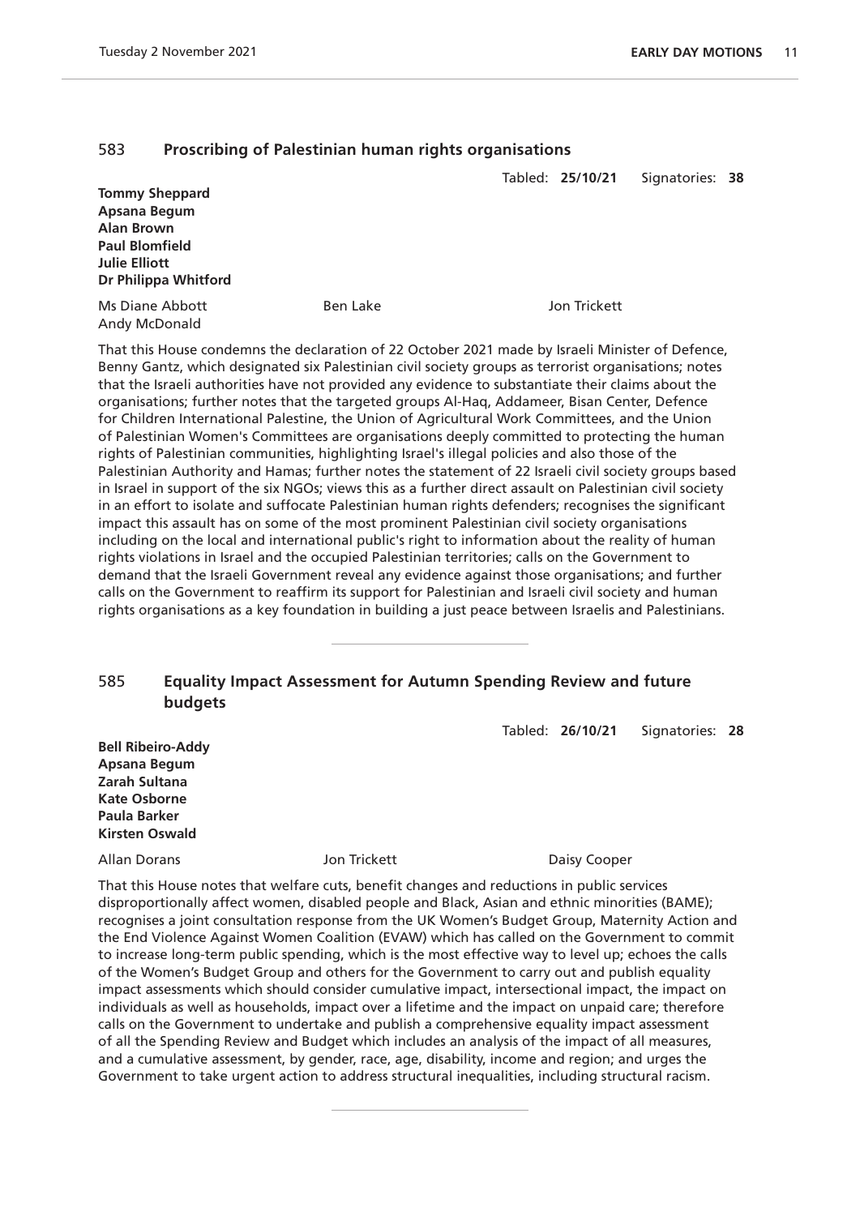## 583 Proscribing of Palestinian human rights organisations

Tabled: **25/10/21** Signatories: **38**

**Tommy Sheppard**
**Apsana Begum**
**Alan Brown**
**Paul Blomfield**
**Julie Elliott**
**Dr Philippa Whitford**

Ms Diane Abbott  Ben Lake  Jon Trickett
Andy McDonald

That this House condemns the declaration of 22 October 2021 made by Israeli Minister of Defence, Benny Gantz, which designated six Palestinian civil society groups as terrorist organisations; notes that the Israeli authorities have not provided any evidence to substantiate their claims about the organisations; further notes that the targeted groups Al-Haq, Addameer, Bisan Center, Defence for Children International Palestine, the Union of Agricultural Work Committees, and the Union of Palestinian Women's Committees are organisations deeply committed to protecting the human rights of Palestinian communities, highlighting Israel's illegal policies and also those of the Palestinian Authority and Hamas; further notes the statement of 22 Israeli civil society groups based in Israel in support of the six NGOs; views this as a further direct assault on Palestinian civil society in an effort to isolate and suffocate Palestinian human rights defenders; recognises the significant impact this assault has on some of the most prominent Palestinian civil society organisations including on the local and international public's right to information about the reality of human rights violations in Israel and the occupied Palestinian territories; calls on the Government to demand that the Israeli Government reveal any evidence against those organisations; and further calls on the Government to reaffirm its support for Palestinian and Israeli civil society and human rights organisations as a key foundation in building a just peace between Israelis and Palestinians.

---

## 585 Equality Impact Assessment for Autumn Spending Review and future budgets

Tabled: **26/10/21** Signatories: **28**

**Bell Ribeiro-Addy**
**Apsana Begum**
**Zarah Sultana**
**Kate Osborne**
**Paula Barker**
**Kirsten Oswald**

Allan Dorans  Jon Trickett  Daisy Cooper

That this House notes that welfare cuts, benefit changes and reductions in public services disproportionally affect women, disabled people and Black, Asian and ethnic minorities (BAME); recognises a joint consultation response from the UK Women's Budget Group, Maternity Action and the End Violence Against Women Coalition (EVAW) which has called on the Government to commit to increase long-term public spending, which is the most effective way to level up; echoes the calls of the Women's Budget Group and others for the Government to carry out and publish equality impact assessments which should consider cumulative impact, intersectional impact, the impact on individuals as well as households, impact over a lifetime and the impact on unpaid care; therefore calls on the Government to undertake and publish a comprehensive equality impact assessment of all the Spending Review and Budget which includes an analysis of the impact of all measures, and a cumulative assessment, by gender, race, age, disability, income and region; and urges the Government to take urgent action to address structural inequalities, including structural racism.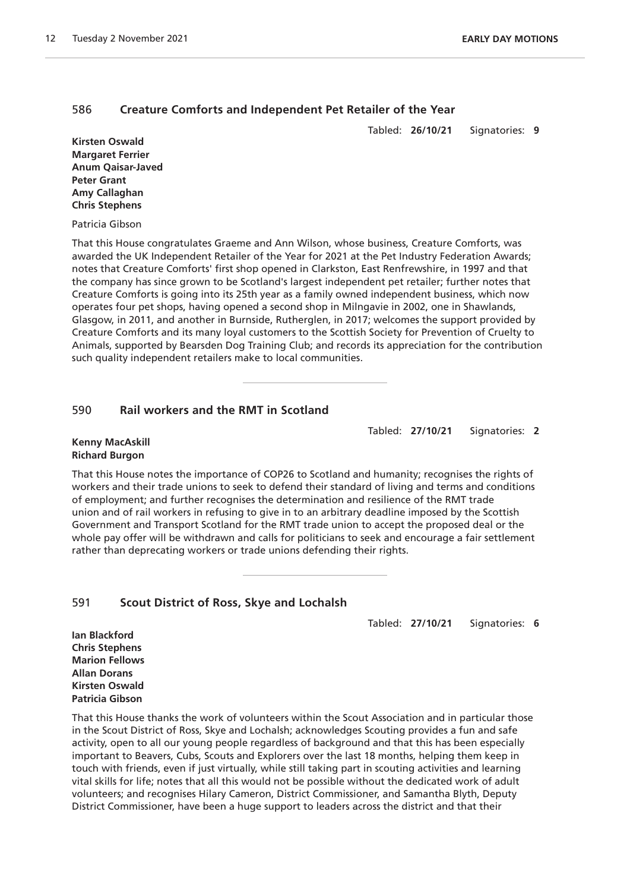## 586 Creature Comforts and Independent Pet Retailer of the Year

Tabled: **26/10/21** Signatories: **9**

**Kirsten Oswald**
**Margaret Ferrier**
**Anum Qaisar-Javed**
**Peter Grant**
**Amy Callaghan**
**Chris Stephens**

Patricia Gibson

That this House congratulates Graeme and Ann Wilson, whose business, Creature Comforts, was awarded the UK Independent Retailer of the Year for 2021 at the Pet Industry Federation Awards; notes that Creature Comforts' first shop opened in Clarkston, East Renfrewshire, in 1997 and that the company has since grown to be Scotland's largest independent pet retailer; further notes that Creature Comforts is going into its 25th year as a family owned independent business, which now operates four pet shops, having opened a second shop in Milngavie in 2002, one in Shawlands, Glasgow, in 2011, and another in Burnside, Rutherglen, in 2017; welcomes the support provided by Creature Comforts and its many loyal customers to the Scottish Society for Prevention of Cruelty to Animals, supported by Bearsden Dog Training Club; and records its appreciation for the contribution such quality independent retailers make to local communities.

## 590 Rail workers and the RMT in Scotland

Tabled: **27/10/21** Signatories: **2**

**Kenny MacAskill**
**Richard Burgon**

That this House notes the importance of COP26 to Scotland and humanity; recognises the rights of workers and their trade unions to seek to defend their standard of living and terms and conditions of employment; and further recognises the determination and resilience of the RMT trade union and of rail workers in refusing to give in to an arbitrary deadline imposed by the Scottish Government and Transport Scotland for the RMT trade union to accept the proposed deal or the whole pay offer will be withdrawn and calls for politicians to seek and encourage a fair settlement rather than deprecating workers or trade unions defending their rights.

## 591 Scout District of Ross, Skye and Lochalsh

Tabled: **27/10/21** Signatories: **6**

**Ian Blackford**
**Chris Stephens**
**Marion Fellows**
**Allan Dorans**
**Kirsten Oswald**
**Patricia Gibson**

That this House thanks the work of volunteers within the Scout Association and in particular those in the Scout District of Ross, Skye and Lochalsh; acknowledges Scouting provides a fun and safe activity, open to all our young people regardless of background and that this has been especially important to Beavers, Cubs, Scouts and Explorers over the last 18 months, helping them keep in touch with friends, even if just virtually, while still taking part in scouting activities and learning vital skills for life; notes that all this would not be possible without the dedicated work of adult volunteers; and recognises Hilary Cameron, District Commissioner, and Samantha Blyth, Deputy District Commissioner, have been a huge support to leaders across the district and that their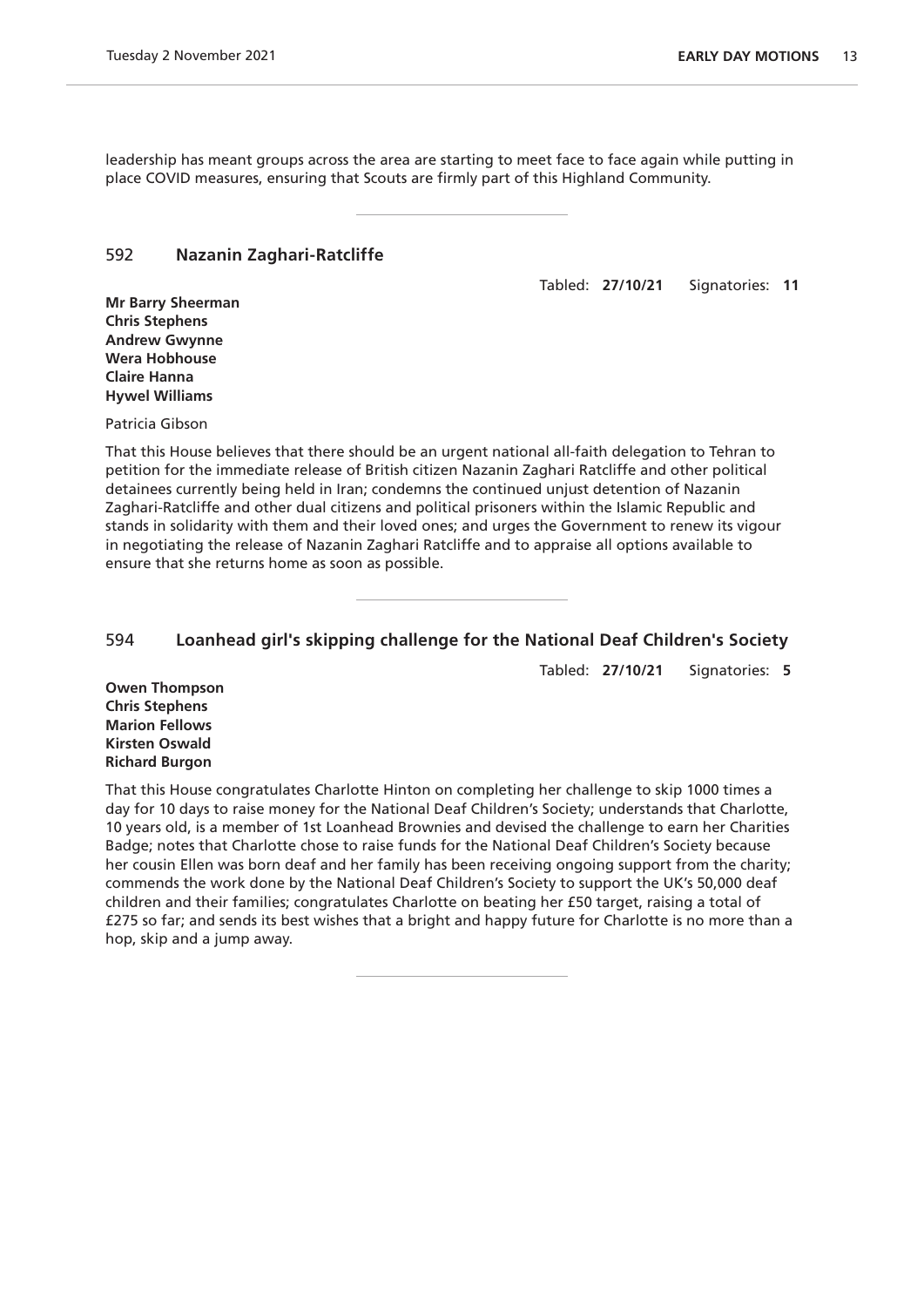leadership has meant groups across the area are starting to meet face to face again while putting in place COVID measures, ensuring that Scouts are firmly part of this Highland Community.

---

## 592 Nazanin Zaghari-Ratcliffe

Tabled: **27/10/21** Signatories: **11**

**Mr Barry Sheerman**
**Chris Stephens**
**Andrew Gwynne**
**Wera Hobhouse**
**Claire Hanna**
**Hywel Williams**

Patricia Gibson

That this House believes that there should be an urgent national all-faith delegation to Tehran to petition for the immediate release of British citizen Nazanin Zaghari Ratcliffe and other political detainees currently being held in Iran; condemns the continued unjust detention of Nazanin Zaghari-Ratcliffe and other dual citizens and political prisoners within the Islamic Republic and stands in solidarity with them and their loved ones; and urges the Government to renew its vigour in negotiating the release of Nazanin Zaghari Ratcliffe and to appraise all options available to ensure that she returns home as soon as possible.

---

## 594 Loanhead girl's skipping challenge for the National Deaf Children's Society

Tabled: **27/10/21** Signatories: **5**

**Owen Thompson**
**Chris Stephens**
**Marion Fellows**
**Kirsten Oswald**
**Richard Burgon**

That this House congratulates Charlotte Hinton on completing her challenge to skip 1000 times a day for 10 days to raise money for the National Deaf Children's Society; understands that Charlotte, 10 years old, is a member of 1st Loanhead Brownies and devised the challenge to earn her Charities Badge; notes that Charlotte chose to raise funds for the National Deaf Children's Society because her cousin Ellen was born deaf and her family has been receiving ongoing support from the charity; commends the work done by the National Deaf Children's Society to support the UK's 50,000 deaf children and their families; congratulates Charlotte on beating her £50 target, raising a total of £275 so far; and sends its best wishes that a bright and happy future for Charlotte is no more than a hop, skip and a jump away.

---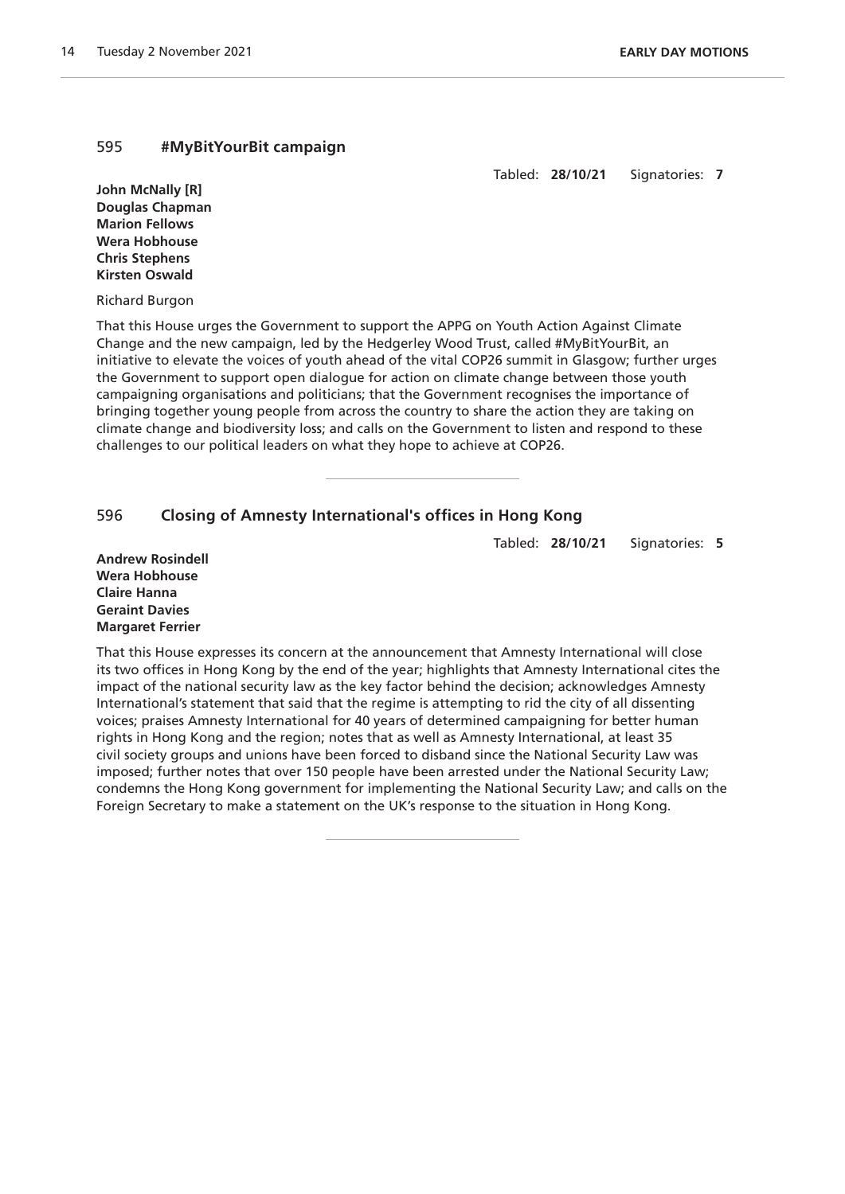## 595 #MyBitYourBit campaign

Tabled: **28/10/21** Signatories: **7**

**John McNally [R]**
**Douglas Chapman**
**Marion Fellows**
**Wera Hobhouse**
**Chris Stephens**
**Kirsten Oswald**

Richard Burgon

That this House urges the Government to support the APPG on Youth Action Against Climate Change and the new campaign, led by the Hedgerley Wood Trust, called #MyBitYourBit, an initiative to elevate the voices of youth ahead of the vital COP26 summit in Glasgow; further urges the Government to support open dialogue for action on climate change between those youth campaigning organisations and politicians; that the Government recognises the importance of bringing together young people from across the country to share the action they are taking on climate change and biodiversity loss; and calls on the Government to listen and respond to these challenges to our political leaders on what they hope to achieve at COP26.

---

## 596 Closing of Amnesty International's offices in Hong Kong

Tabled: **28/10/21** Signatories: **5**

**Andrew Rosindell**
**Wera Hobhouse**
**Claire Hanna**
**Geraint Davies**
**Margaret Ferrier**

That this House expresses its concern at the announcement that Amnesty International will close its two offices in Hong Kong by the end of the year; highlights that Amnesty International cites the impact of the national security law as the key factor behind the decision; acknowledges Amnesty International's statement that said that the regime is attempting to rid the city of all dissenting voices; praises Amnesty International for 40 years of determined campaigning for better human rights in Hong Kong and the region; notes that as well as Amnesty International, at least 35 civil society groups and unions have been forced to disband since the National Security Law was imposed; further notes that over 150 people have been arrested under the National Security Law; condemns the Hong Kong government for implementing the National Security Law; and calls on the Foreign Secretary to make a statement on the UK's response to the situation in Hong Kong.

---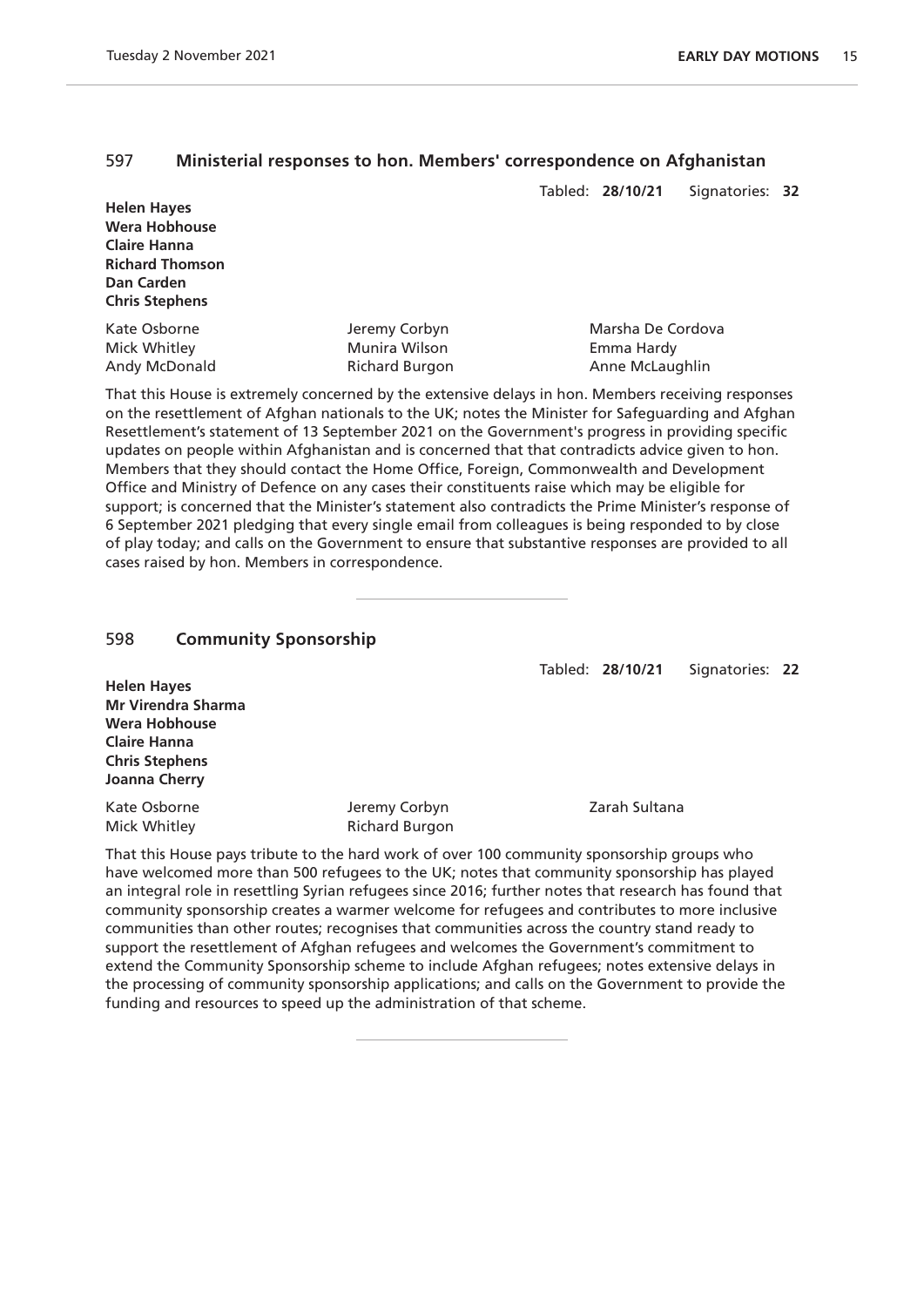## 597 Ministerial responses to hon. Members' correspondence on Afghanistan

Tabled: **28/10/21** Signatories: **32**

**Helen Hayes**
**Wera Hobhouse**
**Claire Hanna**
**Richard Thomson**
**Dan Carden**
**Chris Stephens**

Kate Osborne
Jeremy Corbyn
Marsha De Cordova
Mick Whitley
Munira Wilson
Emma Hardy
Andy McDonald
Richard Burgon
Anne McLaughlin

That this House is extremely concerned by the extensive delays in hon. Members receiving responses on the resettlement of Afghan nationals to the UK; notes the Minister for Safeguarding and Afghan Resettlement's statement of 13 September 2021 on the Government's progress in providing specific updates on people within Afghanistan and is concerned that that contradicts advice given to hon. Members that they should contact the Home Office, Foreign, Commonwealth and Development Office and Ministry of Defence on any cases their constituents raise which may be eligible for support; is concerned that the Minister's statement also contradicts the Prime Minister's response of 6 September 2021 pledging that every single email from colleagues is being responded to by close of play today; and calls on the Government to ensure that substantive responses are provided to all cases raised by hon. Members in correspondence.

---

## 598 Community Sponsorship

Tabled: **28/10/21** Signatories: **22**

**Helen Hayes**
**Mr Virendra Sharma**
**Wera Hobhouse**
**Claire Hanna**
**Chris Stephens**
**Joanna Cherry**

Kate Osborne
Jeremy Corbyn
Zarah Sultana
Mick Whitley
Richard Burgon

That this House pays tribute to the hard work of over 100 community sponsorship groups who have welcomed more than 500 refugees to the UK; notes that community sponsorship has played an integral role in resettling Syrian refugees since 2016; further notes that research has found that community sponsorship creates a warmer welcome for refugees and contributes to more inclusive communities than other routes; recognises that communities across the country stand ready to support the resettlement of Afghan refugees and welcomes the Government's commitment to extend the Community Sponsorship scheme to include Afghan refugees; notes extensive delays in the processing of community sponsorship applications; and calls on the Government to provide the funding and resources to speed up the administration of that scheme.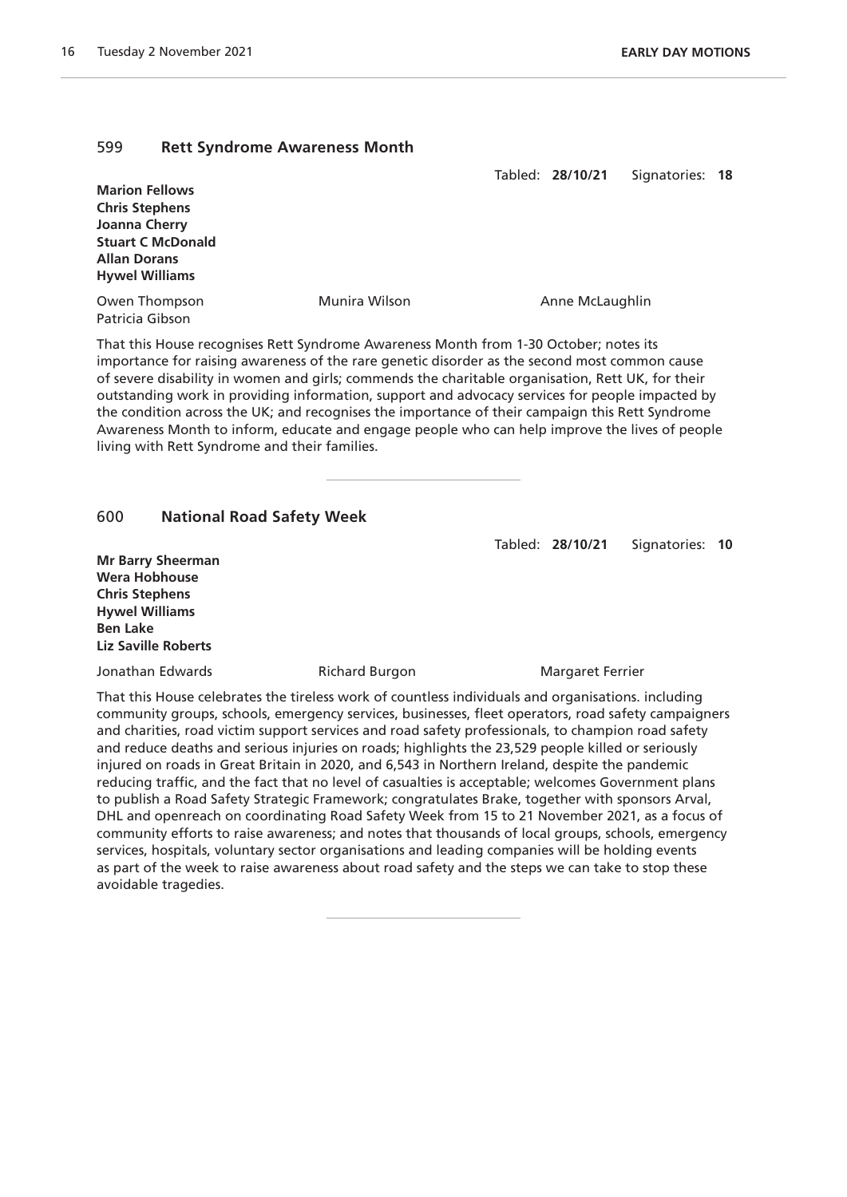## 599 Rett Syndrome Awareness Month

Tabled: **28/10/21** Signatories: **18**

**Marion Fellows**
**Chris Stephens**
**Joanna Cherry**
**Stuart C McDonald**
**Allan Dorans**
**Hywel Williams**

Owen Thompson Munira Wilson Anne McLaughlin
Patricia Gibson

That this House recognises Rett Syndrome Awareness Month from 1-30 October; notes its importance for raising awareness of the rare genetic disorder as the second most common cause of severe disability in women and girls; commends the charitable organisation, Rett UK, for their outstanding work in providing information, support and advocacy services for people impacted by the condition across the UK; and recognises the importance of their campaign this Rett Syndrome Awareness Month to inform, educate and engage people who can help improve the lives of people living with Rett Syndrome and their families.

---

## 600 National Road Safety Week

Tabled: **28/10/21** Signatories: **10**

**Mr Barry Sheerman**
**Wera Hobhouse**
**Chris Stephens**
**Hywel Williams**
**Ben Lake**
**Liz Saville Roberts**

Jonathan Edwards Richard Burgon Margaret Ferrier

That this House celebrates the tireless work of countless individuals and organisations. including community groups, schools, emergency services, businesses, fleet operators, road safety campaigners and charities, road victim support services and road safety professionals, to champion road safety and reduce deaths and serious injuries on roads; highlights the 23,529 people killed or seriously injured on roads in Great Britain in 2020, and 6,543 in Northern Ireland, despite the pandemic reducing traffic, and the fact that no level of casualties is acceptable; welcomes Government plans to publish a Road Safety Strategic Framework; congratulates Brake, together with sponsors Arval, DHL and openreach on coordinating Road Safety Week from 15 to 21 November 2021, as a focus of community efforts to raise awareness; and notes that thousands of local groups, schools, emergency services, hospitals, voluntary sector organisations and leading companies will be holding events as part of the week to raise awareness about road safety and the steps we can take to stop these avoidable tragedies.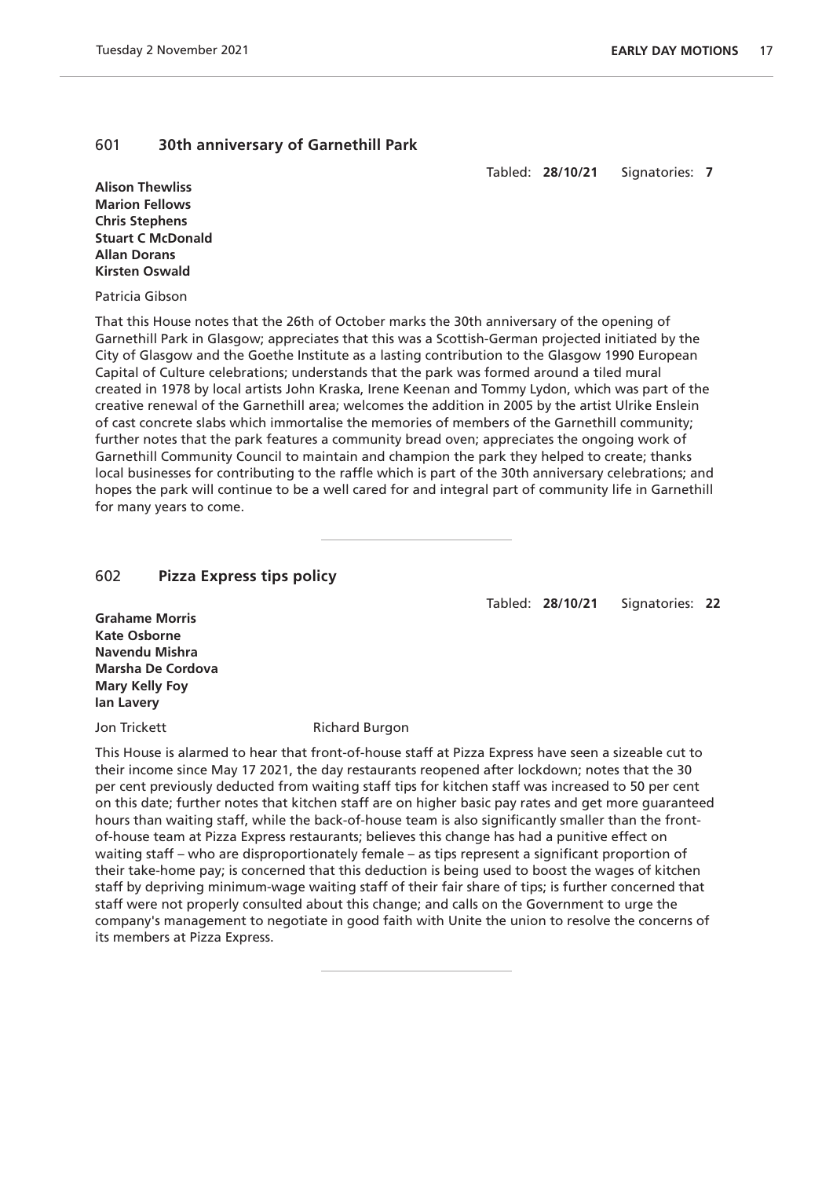## 601 30th anniversary of Garnethill Park

Tabled: **28/10/21** Signatories: **7**

**Alison Thewliss**
**Marion Fellows**
**Chris Stephens**
**Stuart C McDonald**
**Allan Dorans**
**Kirsten Oswald**

Patricia Gibson

That this House notes that the 26th of October marks the 30th anniversary of the opening of Garnethill Park in Glasgow; appreciates that this was a Scottish-German projected initiated by the City of Glasgow and the Goethe Institute as a lasting contribution to the Glasgow 1990 European Capital of Culture celebrations; understands that the park was formed around a tiled mural created in 1978 by local artists John Kraska, Irene Keenan and Tommy Lydon, which was part of the creative renewal of the Garnethill area; welcomes the addition in 2005 by the artist Ulrike Enslein of cast concrete slabs which immortalise the memories of members of the Garnethill community; further notes that the park features a community bread oven; appreciates the ongoing work of Garnethill Community Council to maintain and champion the park they helped to create; thanks local businesses for contributing to the raffle which is part of the 30th anniversary celebrations; and hopes the park will continue to be a well cared for and integral part of community life in Garnethill for many years to come.

## 602 Pizza Express tips policy

Tabled: **28/10/21** Signatories: **22**

**Grahame Morris**
**Kate Osborne**
**Navendu Mishra**
**Marsha De Cordova**
**Mary Kelly Foy**
**Ian Lavery**

Jon Trickett Richard Burgon

This House is alarmed to hear that front-of-house staff at Pizza Express have seen a sizeable cut to their income since May 17 2021, the day restaurants reopened after lockdown; notes that the 30 per cent previously deducted from waiting staff tips for kitchen staff was increased to 50 per cent on this date; further notes that kitchen staff are on higher basic pay rates and get more guaranteed hours than waiting staff, while the back-of-house team is also significantly smaller than the front-of-house team at Pizza Express restaurants; believes this change has had a punitive effect on waiting staff – who are disproportionately female – as tips represent a significant proportion of their take-home pay; is concerned that this deduction is being used to boost the wages of kitchen staff by depriving minimum-wage waiting staff of their fair share of tips; is further concerned that staff were not properly consulted about this change; and calls on the Government to urge the company's management to negotiate in good faith with Unite the union to resolve the concerns of its members at Pizza Express.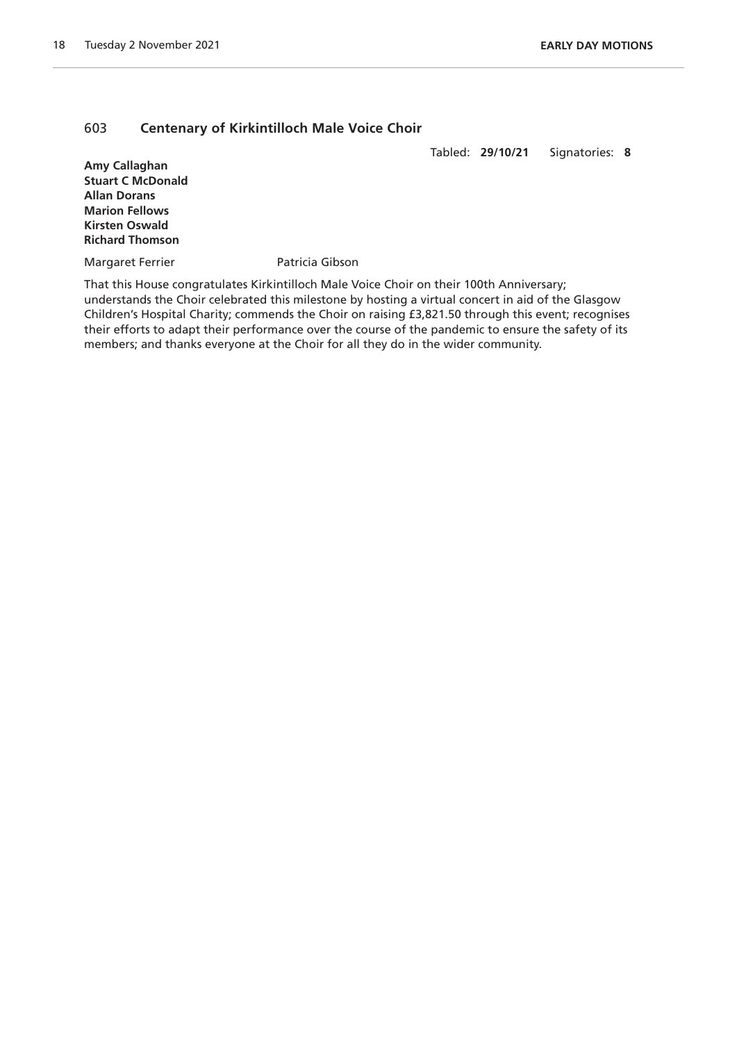## 603 **Centenary of Kirkintilloch Male Voice Choir**

Tabled: **29/10/21** Signatories: **8**

**Amy Callaghan**
**Stuart C McDonald**
**Allan Dorans**
**Marion Fellows**
**Kirsten Oswald**
**Richard Thomson**

Margaret Ferrier Patricia Gibson

That this House congratulates Kirkintilloch Male Voice Choir on their 100th Anniversary; understands the Choir celebrated this milestone by hosting a virtual concert in aid of the Glasgow Children's Hospital Charity; commends the Choir on raising £3,821.50 through this event; recognises their efforts to adapt their performance over the course of the pandemic to ensure the safety of its members; and thanks everyone at the Choir for all they do in the wider community.